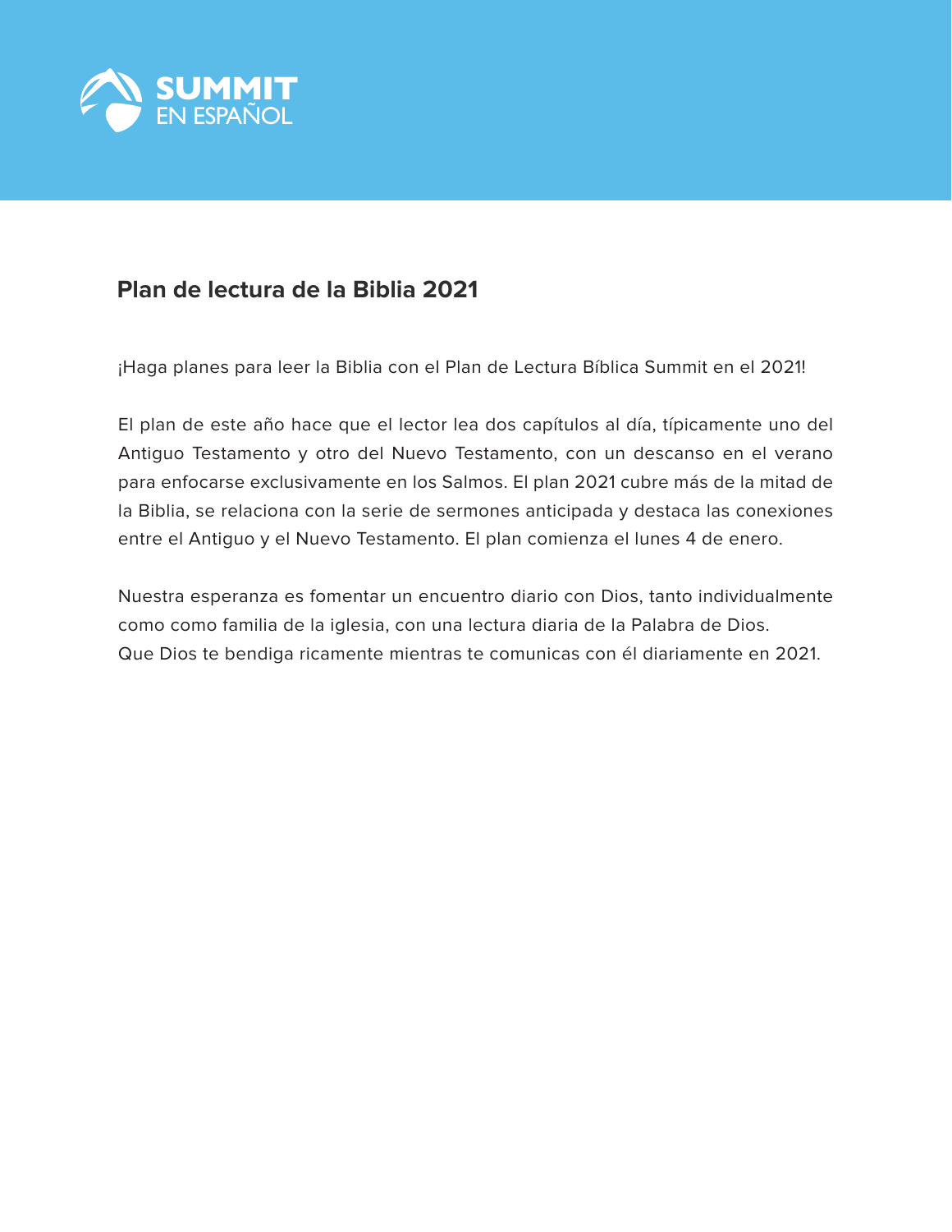SUMMIT
EN ESPAÑOL

## Plan de lectura de la Biblia 2021

¡Haga planes para leer la Biblia con el Plan de Lectura Bíblica Summit en el 2021!

El plan de este año hace que el lector lea dos capítulos al día, típicamente uno del Antiguo Testamento y otro del Nuevo Testamento, con un descanso en el verano para enfocarse exclusivamente en los Salmos. El plan 2021 cubre más de la mitad de la Biblia, se relaciona con la serie de sermones anticipada y destaca las conexiones entre el Antiguo y el Nuevo Testamento. El plan comienza el lunes 4 de enero.

Nuestra esperanza es fomentar un encuentro diario con Dios, tanto individualmente como como familia de la iglesia, con una lectura diaria de la Palabra de Dios.
Que Dios te bendiga ricamente mientras te comunicas con él diariamente en 2021.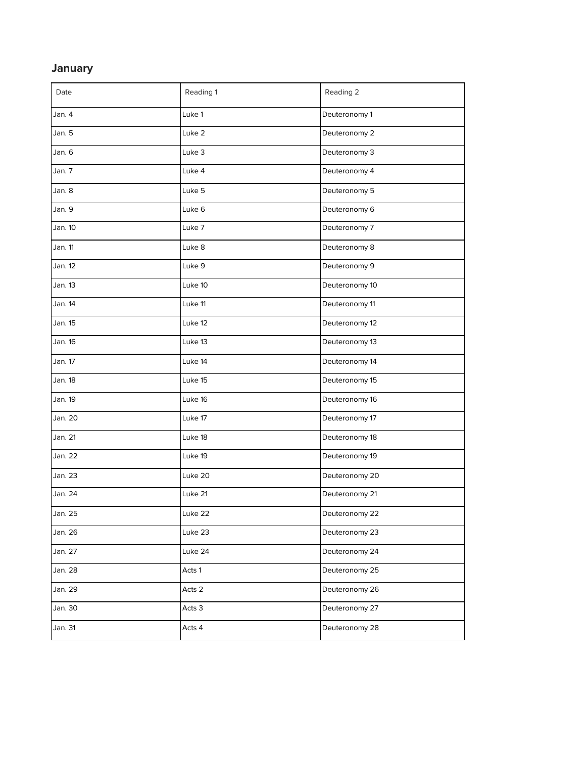## January

| Date | Reading 1 | Reading 2 |
| --- | --- | --- |
| Jan. 4 | Luke 1 | Deuteronomy 1 |
| Jan. 5 | Luke 2 | Deuteronomy 2 |
| Jan. 6 | Luke 3 | Deuteronomy 3 |
| Jan. 7 | Luke 4 | Deuteronomy 4 |
| Jan. 8 | Luke 5 | Deuteronomy 5 |
| Jan. 9 | Luke 6 | Deuteronomy 6 |
| Jan. 10 | Luke 7 | Deuteronomy 7 |
| Jan. 11 | Luke 8 | Deuteronomy 8 |
| Jan. 12 | Luke 9 | Deuteronomy 9 |
| Jan. 13 | Luke 10 | Deuteronomy 10 |
| Jan. 14 | Luke 11 | Deuteronomy 11 |
| Jan. 15 | Luke 12 | Deuteronomy 12 |
| Jan. 16 | Luke 13 | Deuteronomy 13 |
| Jan. 17 | Luke 14 | Deuteronomy 14 |
| Jan. 18 | Luke 15 | Deuteronomy 15 |
| Jan. 19 | Luke 16 | Deuteronomy 16 |
| Jan. 20 | Luke 17 | Deuteronomy 17 |
| Jan. 21 | Luke 18 | Deuteronomy 18 |
| Jan. 22 | Luke 19 | Deuteronomy 19 |
| Jan. 23 | Luke 20 | Deuteronomy 20 |
| Jan. 24 | Luke 21 | Deuteronomy 21 |
| Jan. 25 | Luke 22 | Deuteronomy 22 |
| Jan. 26 | Luke 23 | Deuteronomy 23 |
| Jan. 27 | Luke 24 | Deuteronomy 24 |
| Jan. 28 | Acts 1 | Deuteronomy 25 |
| Jan. 29 | Acts 2 | Deuteronomy 26 |
| Jan. 30 | Acts 3 | Deuteronomy 27 |
| Jan. 31 | Acts 4 | Deuteronomy 28 |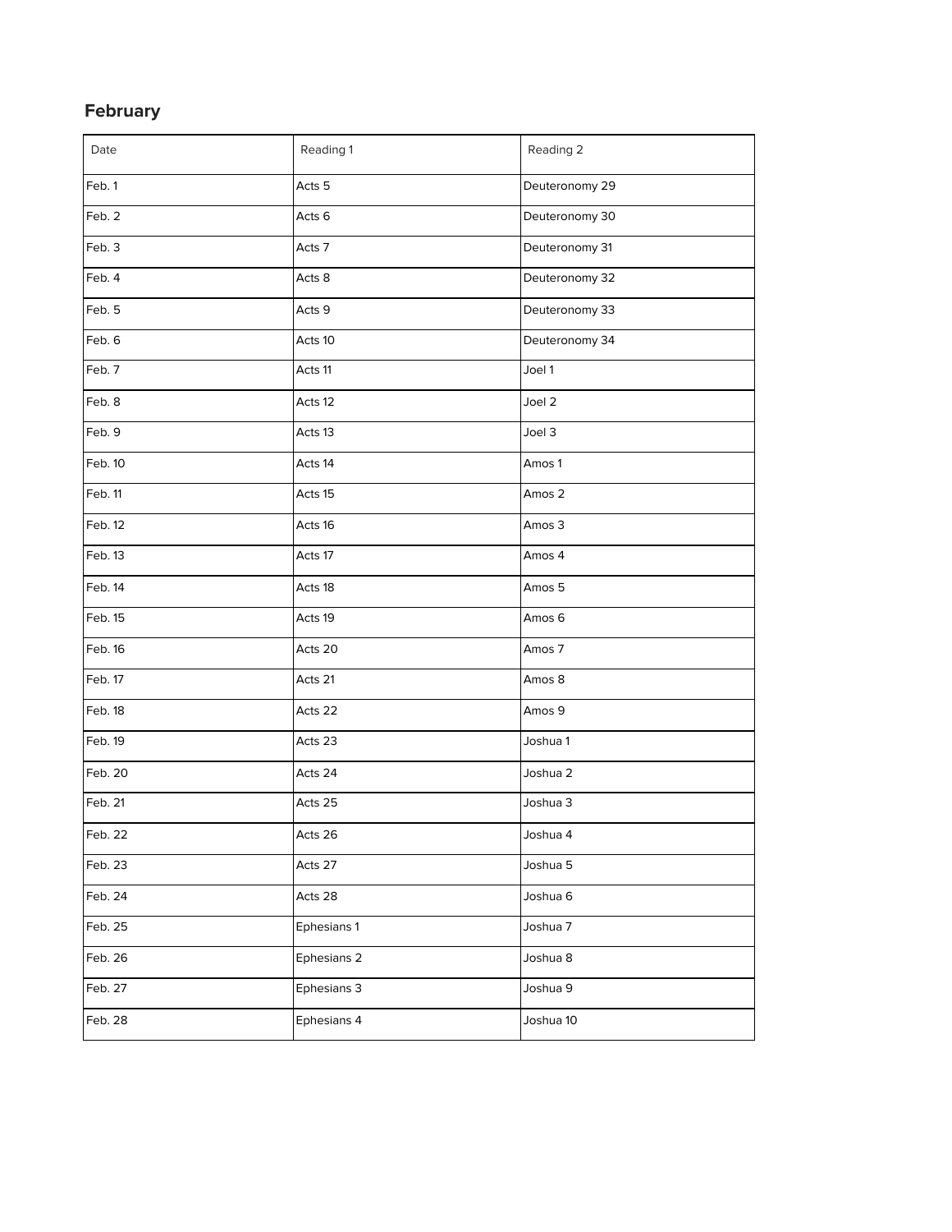### February

| Date | Reading 1 | Reading 2 |
|---|---|---|
| Feb. 1 | Acts 5 | Deuteronomy 29 |
| Feb. 2 | Acts 6 | Deuteronomy 30 |
| Feb. 3 | Acts 7 | Deuteronomy 31 |
| Feb. 4 | Acts 8 | Deuteronomy 32 |
| Feb. 5 | Acts 9 | Deuteronomy 33 |
| Feb. 6 | Acts 10 | Deuteronomy 34 |
| Feb. 7 | Acts 11 | Joel 1 |
| Feb. 8 | Acts 12 | Joel 2 |
| Feb. 9 | Acts 13 | Joel 3 |
| Feb. 10 | Acts 14 | Amos 1 |
| Feb. 11 | Acts 15 | Amos 2 |
| Feb. 12 | Acts 16 | Amos 3 |
| Feb. 13 | Acts 17 | Amos 4 |
| Feb. 14 | Acts 18 | Amos 5 |
| Feb. 15 | Acts 19 | Amos 6 |
| Feb. 16 | Acts 20 | Amos 7 |
| Feb. 17 | Acts 21 | Amos 8 |
| Feb. 18 | Acts 22 | Amos 9 |
| Feb. 19 | Acts 23 | Joshua 1 |
| Feb. 20 | Acts 24 | Joshua 2 |
| Feb. 21 | Acts 25 | Joshua 3 |
| Feb. 22 | Acts 26 | Joshua 4 |
| Feb. 23 | Acts 27 | Joshua 5 |
| Feb. 24 | Acts 28 | Joshua 6 |
| Feb. 25 | Ephesians 1 | Joshua 7 |
| Feb. 26 | Ephesians 2 | Joshua 8 |
| Feb. 27 | Ephesians 3 | Joshua 9 |
| Feb. 28 | Ephesians 4 | Joshua 10 |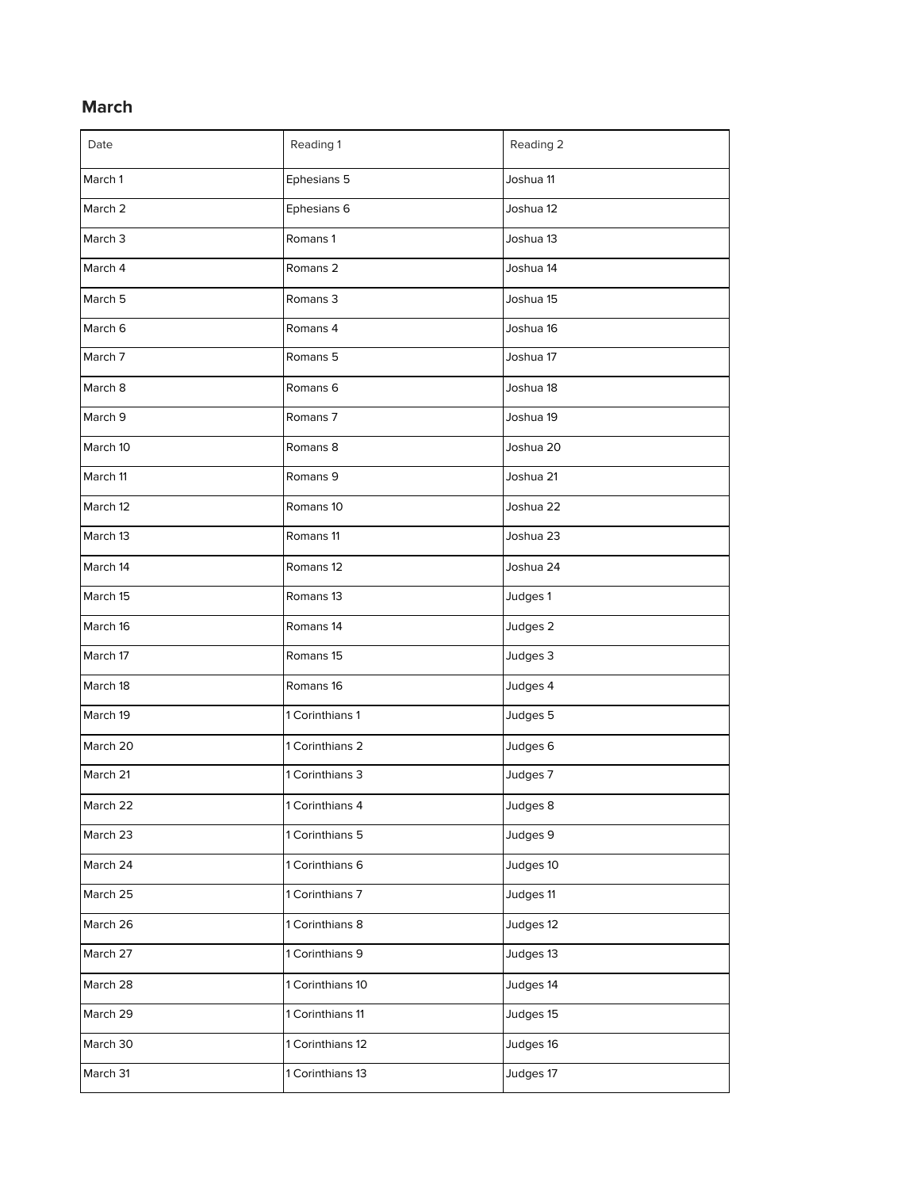## March

| Date | Reading 1 | Reading 2 |
| --- | --- | --- |
| March 1 | Ephesians 5 | Joshua 11 |
| March 2 | Ephesians 6 | Joshua 12 |
| March 3 | Romans 1 | Joshua 13 |
| March 4 | Romans 2 | Joshua 14 |
| March 5 | Romans 3 | Joshua 15 |
| March 6 | Romans 4 | Joshua 16 |
| March 7 | Romans 5 | Joshua 17 |
| March 8 | Romans 6 | Joshua 18 |
| March 9 | Romans 7 | Joshua 19 |
| March 10 | Romans 8 | Joshua 20 |
| March 11 | Romans 9 | Joshua 21 |
| March 12 | Romans 10 | Joshua 22 |
| March 13 | Romans 11 | Joshua 23 |
| March 14 | Romans 12 | Joshua 24 |
| March 15 | Romans 13 | Judges 1 |
| March 16 | Romans 14 | Judges 2 |
| March 17 | Romans 15 | Judges 3 |
| March 18 | Romans 16 | Judges 4 |
| March 19 | 1 Corinthians 1 | Judges 5 |
| March 20 | 1 Corinthians 2 | Judges 6 |
| March 21 | 1 Corinthians 3 | Judges 7 |
| March 22 | 1 Corinthians 4 | Judges 8 |
| March 23 | 1 Corinthians 5 | Judges 9 |
| March 24 | 1 Corinthians 6 | Judges 10 |
| March 25 | 1 Corinthians 7 | Judges 11 |
| March 26 | 1 Corinthians 8 | Judges 12 |
| March 27 | 1 Corinthians 9 | Judges 13 |
| March 28 | 1 Corinthians 10 | Judges 14 |
| March 29 | 1 Corinthians 11 | Judges 15 |
| March 30 | 1 Corinthians 12 | Judges 16 |
| March 31 | 1 Corinthians 13 | Judges 17 |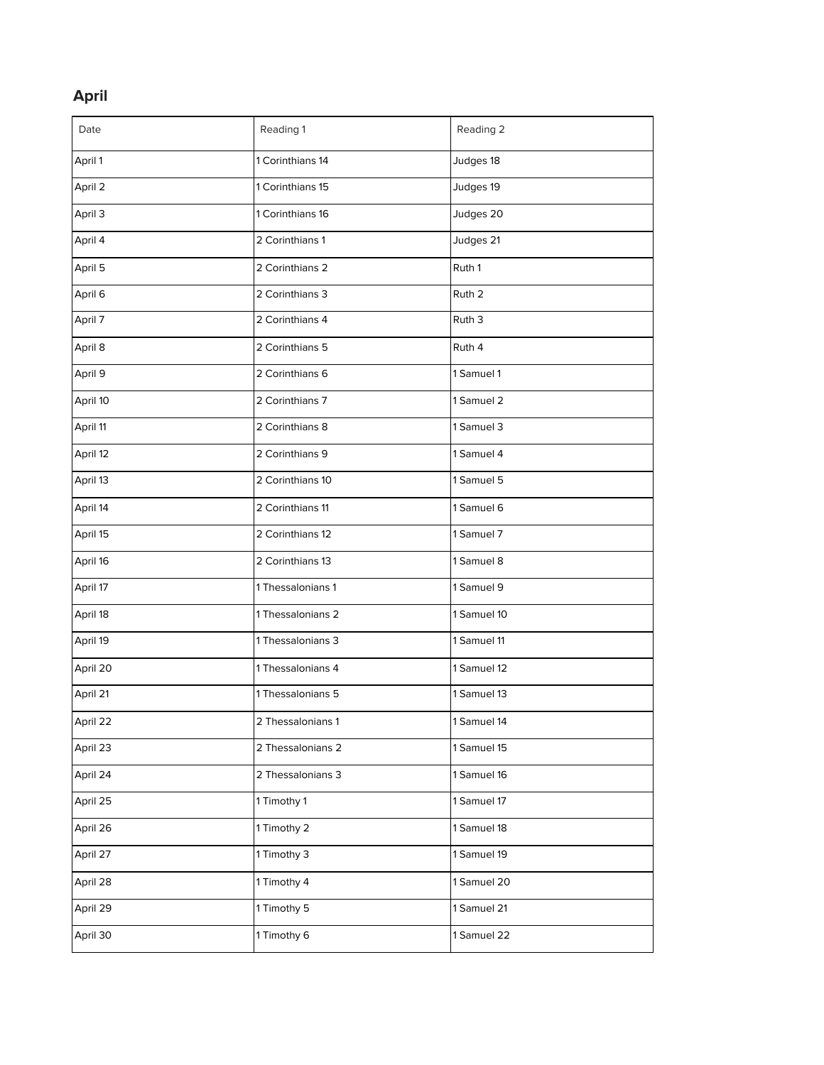## April

| Date | Reading 1 | Reading 2 |
| --- | --- | --- |
| April 1 | 1 Corinthians 14 | Judges 18 |
| April 2 | 1 Corinthians 15 | Judges 19 |
| April 3 | 1 Corinthians 16 | Judges 20 |
| April 4 | 2 Corinthians 1 | Judges 21 |
| April 5 | 2 Corinthians 2 | Ruth 1 |
| April 6 | 2 Corinthians 3 | Ruth 2 |
| April 7 | 2 Corinthians 4 | Ruth 3 |
| April 8 | 2 Corinthians 5 | Ruth 4 |
| April 9 | 2 Corinthians 6 | 1 Samuel 1 |
| April 10 | 2 Corinthians 7 | 1 Samuel 2 |
| April 11 | 2 Corinthians 8 | 1 Samuel 3 |
| April 12 | 2 Corinthians 9 | 1 Samuel 4 |
| April 13 | 2 Corinthians 10 | 1 Samuel 5 |
| April 14 | 2 Corinthians 11 | 1 Samuel 6 |
| April 15 | 2 Corinthians 12 | 1 Samuel 7 |
| April 16 | 2 Corinthians 13 | 1 Samuel 8 |
| April 17 | 1 Thessalonians 1 | 1 Samuel 9 |
| April 18 | 1 Thessalonians 2 | 1 Samuel 10 |
| April 19 | 1 Thessalonians 3 | 1 Samuel 11 |
| April 20 | 1 Thessalonians 4 | 1 Samuel 12 |
| April 21 | 1 Thessalonians 5 | 1 Samuel 13 |
| April 22 | 2 Thessalonians 1 | 1 Samuel 14 |
| April 23 | 2 Thessalonians 2 | 1 Samuel 15 |
| April 24 | 2 Thessalonians 3 | 1 Samuel 16 |
| April 25 | 1 Timothy 1 | 1 Samuel 17 |
| April 26 | 1 Timothy 2 | 1 Samuel 18 |
| April 27 | 1 Timothy 3 | 1 Samuel 19 |
| April 28 | 1 Timothy 4 | 1 Samuel 20 |
| April 29 | 1 Timothy 5 | 1 Samuel 21 |
| April 30 | 1 Timothy 6 | 1 Samuel 22 |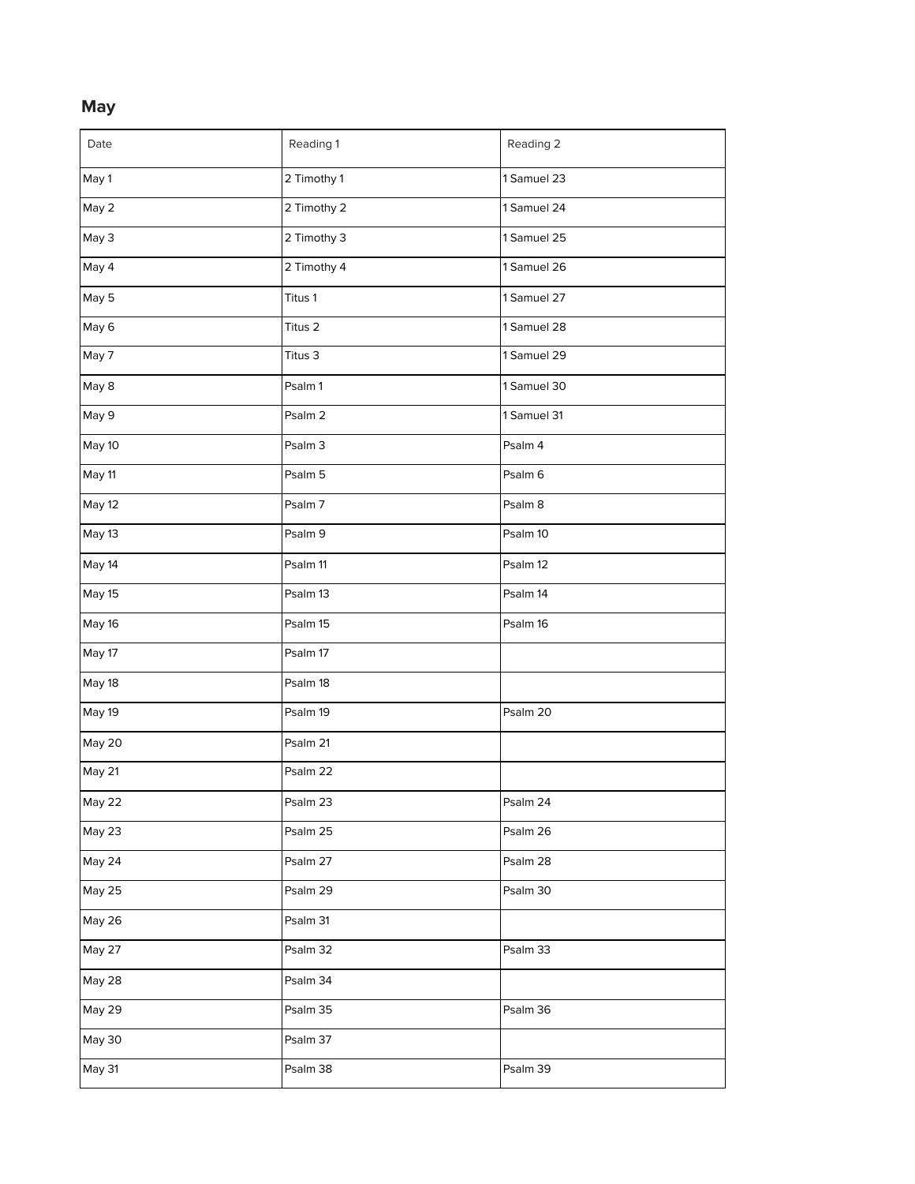## May

| Date | Reading 1 | Reading 2 |
|---|---|---|
| May 1 | 2 Timothy 1 | 1 Samuel 23 |
| May 2 | 2 Timothy 2 | 1 Samuel 24 |
| May 3 | 2 Timothy 3 | 1 Samuel 25 |
| May 4 | 2 Timothy 4 | 1 Samuel 26 |
| May 5 | Titus 1 | 1 Samuel 27 |
| May 6 | Titus 2 | 1 Samuel 28 |
| May 7 | Titus 3 | 1 Samuel 29 |
| May 8 | Psalm 1 | 1 Samuel 30 |
| May 9 | Psalm 2 | 1 Samuel 31 |
| May 10 | Psalm 3 | Psalm 4 |
| May 11 | Psalm 5 | Psalm 6 |
| May 12 | Psalm 7 | Psalm 8 |
| May 13 | Psalm 9 | Psalm 10 |
| May 14 | Psalm 11 | Psalm 12 |
| May 15 | Psalm 13 | Psalm 14 |
| May 16 | Psalm 15 | Psalm 16 |
| May 17 | Psalm 17 | |
| May 18 | Psalm 18 | |
| May 19 | Psalm 19 | Psalm 20 |
| May 20 | Psalm 21 | |
| May 21 | Psalm 22 | |
| May 22 | Psalm 23 | Psalm 24 |
| May 23 | Psalm 25 | Psalm 26 |
| May 24 | Psalm 27 | Psalm 28 |
| May 25 | Psalm 29 | Psalm 30 |
| May 26 | Psalm 31 | |
| May 27 | Psalm 32 | Psalm 33 |
| May 28 | Psalm 34 | |
| May 29 | Psalm 35 | Psalm 36 |
| May 30 | Psalm 37 | |
| May 31 | Psalm 38 | Psalm 39 |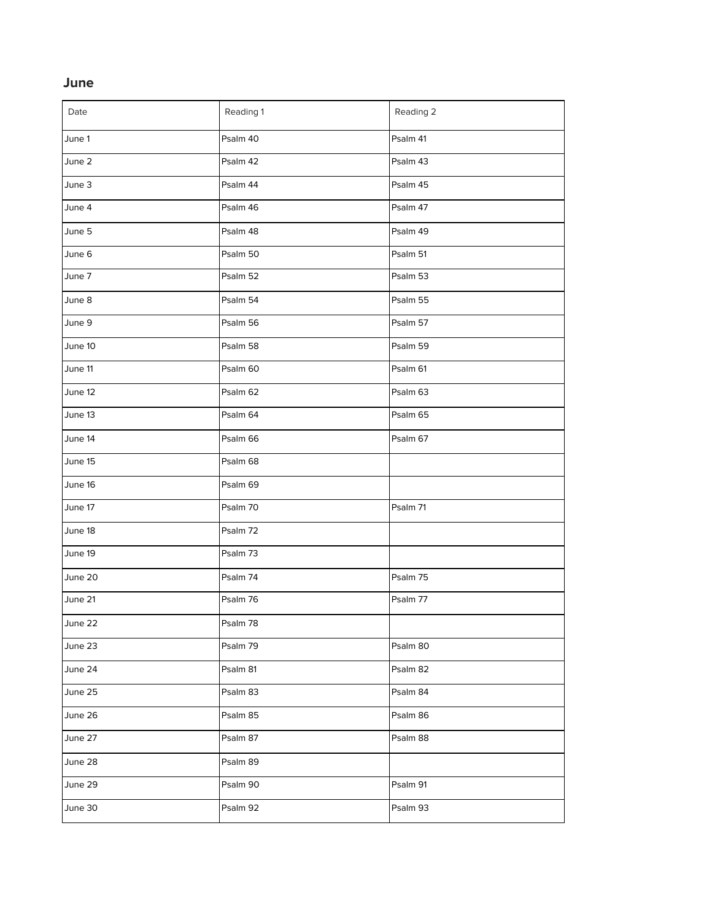## June

| Date | Reading 1 | Reading 2 |
|---|---|---|
| June 1 | Psalm 40 | Psalm 41 |
| June 2 | Psalm 42 | Psalm 43 |
| June 3 | Psalm 44 | Psalm 45 |
| June 4 | Psalm 46 | Psalm 47 |
| June 5 | Psalm 48 | Psalm 49 |
| June 6 | Psalm 50 | Psalm 51 |
| June 7 | Psalm 52 | Psalm 53 |
| June 8 | Psalm 54 | Psalm 55 |
| June 9 | Psalm 56 | Psalm 57 |
| June 10 | Psalm 58 | Psalm 59 |
| June 11 | Psalm 60 | Psalm 61 |
| June 12 | Psalm 62 | Psalm 63 |
| June 13 | Psalm 64 | Psalm 65 |
| June 14 | Psalm 66 | Psalm 67 |
| June 15 | Psalm 68 | |
| June 16 | Psalm 69 | |
| June 17 | Psalm 70 | Psalm 71 |
| June 18 | Psalm 72 | |
| June 19 | Psalm 73 | |
| June 20 | Psalm 74 | Psalm 75 |
| June 21 | Psalm 76 | Psalm 77 |
| June 22 | Psalm 78 | |
| June 23 | Psalm 79 | Psalm 80 |
| June 24 | Psalm 81 | Psalm 82 |
| June 25 | Psalm 83 | Psalm 84 |
| June 26 | Psalm 85 | Psalm 86 |
| June 27 | Psalm 87 | Psalm 88 |
| June 28 | Psalm 89 | |
| June 29 | Psalm 90 | Psalm 91 |
| June 30 | Psalm 92 | Psalm 93 |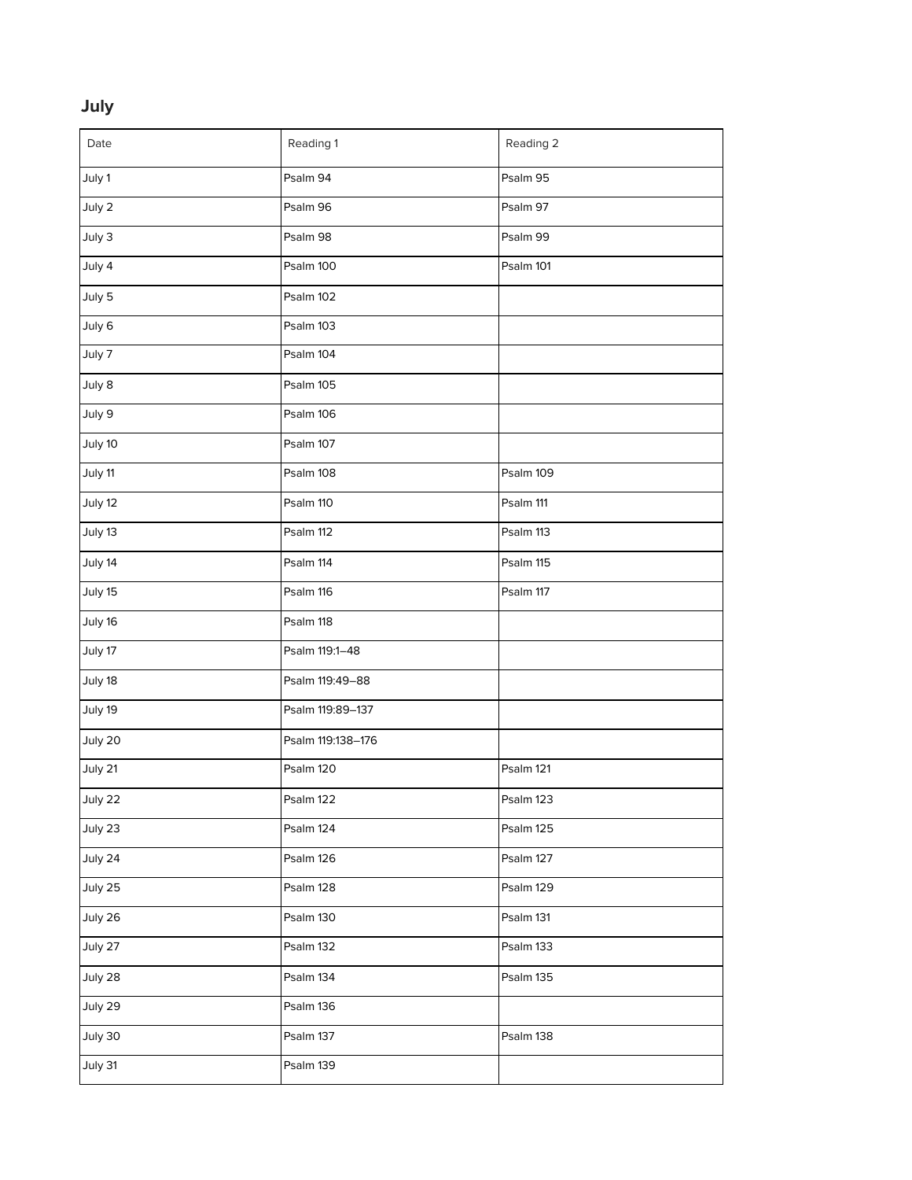## July

| Date | Reading 1 | Reading 2 |
|---|---|---|
| July 1 | Psalm 94 | Psalm 95 |
| July 2 | Psalm 96 | Psalm 97 |
| July 3 | Psalm 98 | Psalm 99 |
| July 4 | Psalm 100 | Psalm 101 |
| July 5 | Psalm 102 | |
| July 6 | Psalm 103 | |
| July 7 | Psalm 104 | |
| July 8 | Psalm 105 | |
| July 9 | Psalm 106 | |
| July 10 | Psalm 107 | |
| July 11 | Psalm 108 | Psalm 109 |
| July 12 | Psalm 110 | Psalm 111 |
| July 13 | Psalm 112 | Psalm 113 |
| July 14 | Psalm 114 | Psalm 115 |
| July 15 | Psalm 116 | Psalm 117 |
| July 16 | Psalm 118 | |
| July 17 | Psalm 119:1–48 | |
| July 18 | Psalm 119:49–88 | |
| July 19 | Psalm 119:89–137 | |
| July 20 | Psalm 119:138–176 | |
| July 21 | Psalm 120 | Psalm 121 |
| July 22 | Psalm 122 | Psalm 123 |
| July 23 | Psalm 124 | Psalm 125 |
| July 24 | Psalm 126 | Psalm 127 |
| July 25 | Psalm 128 | Psalm 129 |
| July 26 | Psalm 130 | Psalm 131 |
| July 27 | Psalm 132 | Psalm 133 |
| July 28 | Psalm 134 | Psalm 135 |
| July 29 | Psalm 136 | |
| July 30 | Psalm 137 | Psalm 138 |
| July 31 | Psalm 139 | |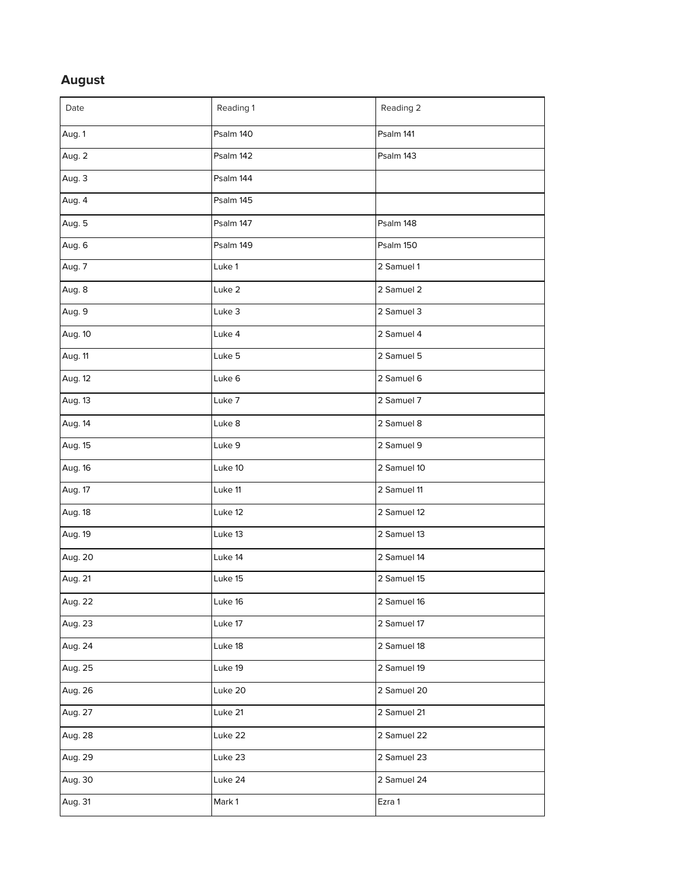## August

| Date | Reading 1 | Reading 2 |
|---|---|---|
| Aug. 1 | Psalm 140 | Psalm 141 |
| Aug. 2 | Psalm 142 | Psalm 143 |
| Aug. 3 | Psalm 144 | |
| Aug. 4 | Psalm 145 | |
| Aug. 5 | Psalm 147 | Psalm 148 |
| Aug. 6 | Psalm 149 | Psalm 150 |
| Aug. 7 | Luke 1 | 2 Samuel 1 |
| Aug. 8 | Luke 2 | 2 Samuel 2 |
| Aug. 9 | Luke 3 | 2 Samuel 3 |
| Aug. 10 | Luke 4 | 2 Samuel 4 |
| Aug. 11 | Luke 5 | 2 Samuel 5 |
| Aug. 12 | Luke 6 | 2 Samuel 6 |
| Aug. 13 | Luke 7 | 2 Samuel 7 |
| Aug. 14 | Luke 8 | 2 Samuel 8 |
| Aug. 15 | Luke 9 | 2 Samuel 9 |
| Aug. 16 | Luke 10 | 2 Samuel 10 |
| Aug. 17 | Luke 11 | 2 Samuel 11 |
| Aug. 18 | Luke 12 | 2 Samuel 12 |
| Aug. 19 | Luke 13 | 2 Samuel 13 |
| Aug. 20 | Luke 14 | 2 Samuel 14 |
| Aug. 21 | Luke 15 | 2 Samuel 15 |
| Aug. 22 | Luke 16 | 2 Samuel 16 |
| Aug. 23 | Luke 17 | 2 Samuel 17 |
| Aug. 24 | Luke 18 | 2 Samuel 18 |
| Aug. 25 | Luke 19 | 2 Samuel 19 |
| Aug. 26 | Luke 20 | 2 Samuel 20 |
| Aug. 27 | Luke 21 | 2 Samuel 21 |
| Aug. 28 | Luke 22 | 2 Samuel 22 |
| Aug. 29 | Luke 23 | 2 Samuel 23 |
| Aug. 30 | Luke 24 | 2 Samuel 24 |
| Aug. 31 | Mark 1 | Ezra 1 |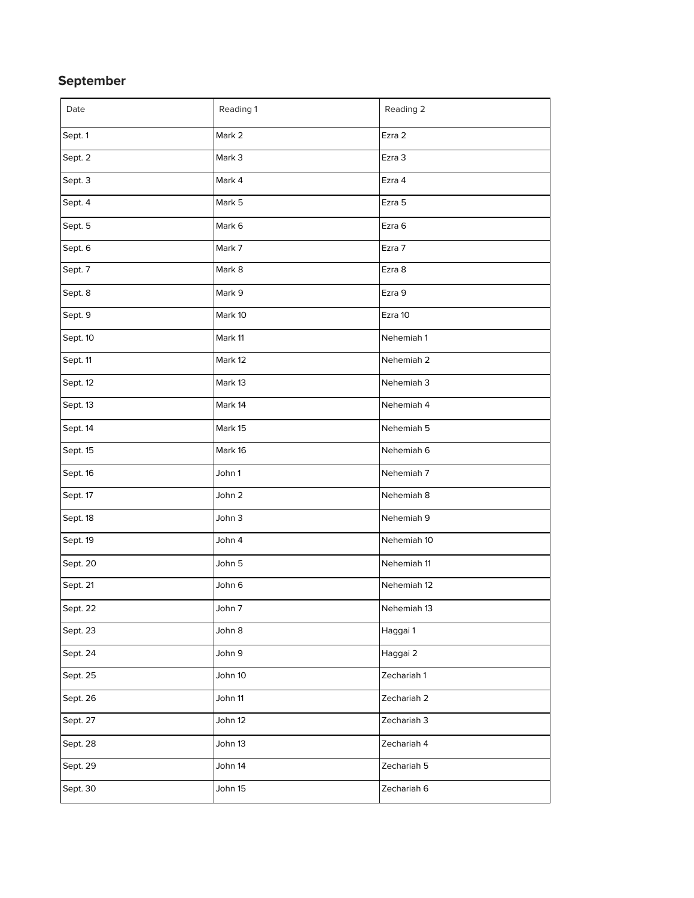## September

| Date | Reading 1 | Reading 2 |
|---|---|---|
| Sept. 1 | Mark 2 | Ezra 2 |
| Sept. 2 | Mark 3 | Ezra 3 |
| Sept. 3 | Mark 4 | Ezra 4 |
| Sept. 4 | Mark 5 | Ezra 5 |
| Sept. 5 | Mark 6 | Ezra 6 |
| Sept. 6 | Mark 7 | Ezra 7 |
| Sept. 7 | Mark 8 | Ezra 8 |
| Sept. 8 | Mark 9 | Ezra 9 |
| Sept. 9 | Mark 10 | Ezra 10 |
| Sept. 10 | Mark 11 | Nehemiah 1 |
| Sept. 11 | Mark 12 | Nehemiah 2 |
| Sept. 12 | Mark 13 | Nehemiah 3 |
| Sept. 13 | Mark 14 | Nehemiah 4 |
| Sept. 14 | Mark 15 | Nehemiah 5 |
| Sept. 15 | Mark 16 | Nehemiah 6 |
| Sept. 16 | John 1 | Nehemiah 7 |
| Sept. 17 | John 2 | Nehemiah 8 |
| Sept. 18 | John 3 | Nehemiah 9 |
| Sept. 19 | John 4 | Nehemiah 10 |
| Sept. 20 | John 5 | Nehemiah 11 |
| Sept. 21 | John 6 | Nehemiah 12 |
| Sept. 22 | John 7 | Nehemiah 13 |
| Sept. 23 | John 8 | Haggai 1 |
| Sept. 24 | John 9 | Haggai 2 |
| Sept. 25 | John 10 | Zechariah 1 |
| Sept. 26 | John 11 | Zechariah 2 |
| Sept. 27 | John 12 | Zechariah 3 |
| Sept. 28 | John 13 | Zechariah 4 |
| Sept. 29 | John 14 | Zechariah 5 |
| Sept. 30 | John 15 | Zechariah 6 |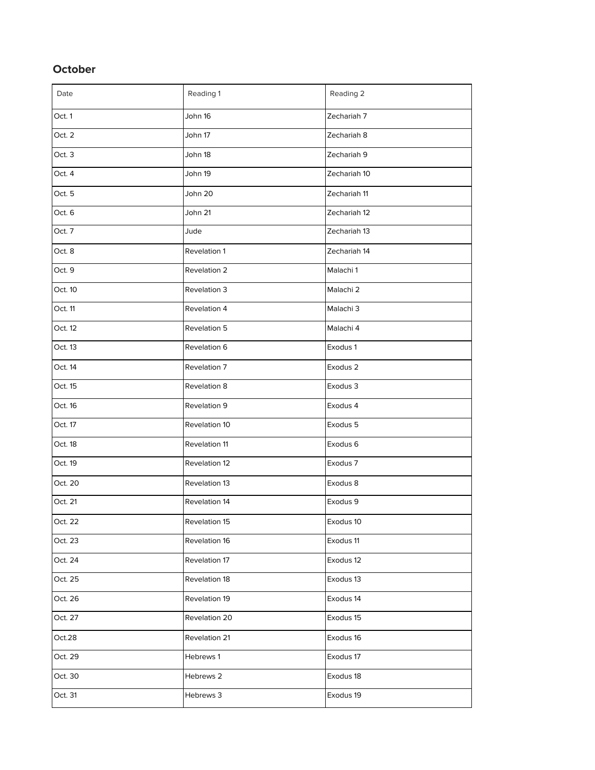## October

| Date | Reading 1 | Reading 2 |
| --- | --- | --- |
| Oct. 1 | John 16 | Zechariah 7 |
| Oct. 2 | John 17 | Zechariah 8 |
| Oct. 3 | John 18 | Zechariah 9 |
| Oct. 4 | John 19 | Zechariah 10 |
| Oct. 5 | John 20 | Zechariah 11 |
| Oct. 6 | John 21 | Zechariah 12 |
| Oct. 7 | Jude | Zechariah 13 |
| Oct. 8 | Revelation 1 | Zechariah 14 |
| Oct. 9 | Revelation 2 | Malachi 1 |
| Oct. 10 | Revelation 3 | Malachi 2 |
| Oct. 11 | Revelation 4 | Malachi 3 |
| Oct. 12 | Revelation 5 | Malachi 4 |
| Oct. 13 | Revelation 6 | Exodus 1 |
| Oct. 14 | Revelation 7 | Exodus 2 |
| Oct. 15 | Revelation 8 | Exodus 3 |
| Oct. 16 | Revelation 9 | Exodus 4 |
| Oct. 17 | Revelation 10 | Exodus 5 |
| Oct. 18 | Revelation 11 | Exodus 6 |
| Oct. 19 | Revelation 12 | Exodus 7 |
| Oct. 20 | Revelation 13 | Exodus 8 |
| Oct. 21 | Revelation 14 | Exodus 9 |
| Oct. 22 | Revelation 15 | Exodus 10 |
| Oct. 23 | Revelation 16 | Exodus 11 |
| Oct. 24 | Revelation 17 | Exodus 12 |
| Oct. 25 | Revelation 18 | Exodus 13 |
| Oct. 26 | Revelation 19 | Exodus 14 |
| Oct. 27 | Revelation 20 | Exodus 15 |
| Oct.28 | Revelation 21 | Exodus 16 |
| Oct. 29 | Hebrews 1 | Exodus 17 |
| Oct. 30 | Hebrews 2 | Exodus 18 |
| Oct. 31 | Hebrews 3 | Exodus 19 |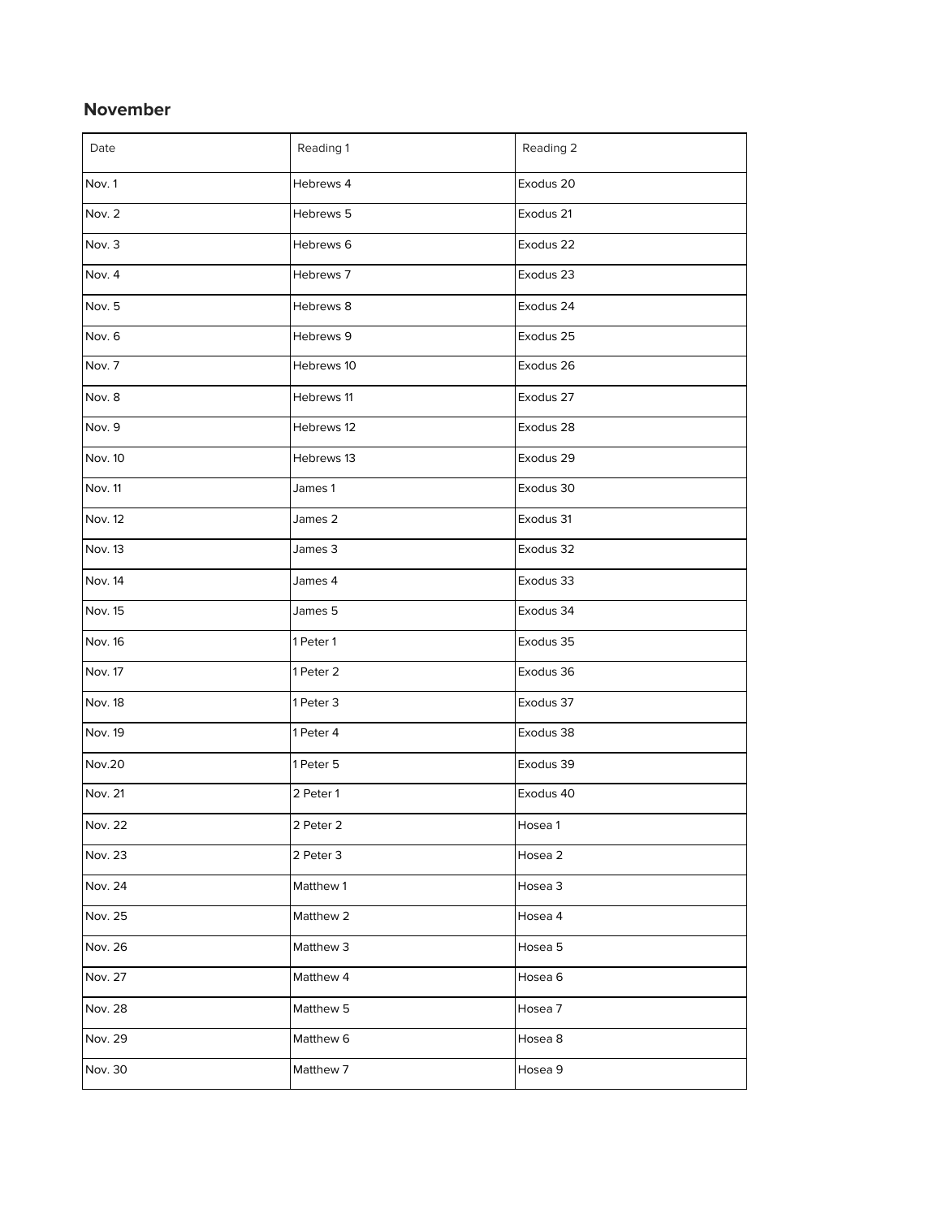## November

| Date | Reading 1 | Reading 2 |
|---|---|---|
| Nov. 1 | Hebrews 4 | Exodus 20 |
| Nov. 2 | Hebrews 5 | Exodus 21 |
| Nov. 3 | Hebrews 6 | Exodus 22 |
| Nov. 4 | Hebrews 7 | Exodus 23 |
| Nov. 5 | Hebrews 8 | Exodus 24 |
| Nov. 6 | Hebrews 9 | Exodus 25 |
| Nov. 7 | Hebrews 10 | Exodus 26 |
| Nov. 8 | Hebrews 11 | Exodus 27 |
| Nov. 9 | Hebrews 12 | Exodus 28 |
| Nov. 10 | Hebrews 13 | Exodus 29 |
| Nov. 11 | James 1 | Exodus 30 |
| Nov. 12 | James 2 | Exodus 31 |
| Nov. 13 | James 3 | Exodus 32 |
| Nov. 14 | James 4 | Exodus 33 |
| Nov. 15 | James 5 | Exodus 34 |
| Nov. 16 | 1 Peter 1 | Exodus 35 |
| Nov. 17 | 1 Peter 2 | Exodus 36 |
| Nov. 18 | 1 Peter 3 | Exodus 37 |
| Nov. 19 | 1 Peter 4 | Exodus 38 |
| Nov.20 | 1 Peter 5 | Exodus 39 |
| Nov. 21 | 2 Peter 1 | Exodus 40 |
| Nov. 22 | 2 Peter 2 | Hosea 1 |
| Nov. 23 | 2 Peter 3 | Hosea 2 |
| Nov. 24 | Matthew 1 | Hosea 3 |
| Nov. 25 | Matthew 2 | Hosea 4 |
| Nov. 26 | Matthew 3 | Hosea 5 |
| Nov. 27 | Matthew 4 | Hosea 6 |
| Nov. 28 | Matthew 5 | Hosea 7 |
| Nov. 29 | Matthew 6 | Hosea 8 |
| Nov. 30 | Matthew 7 | Hosea 9 |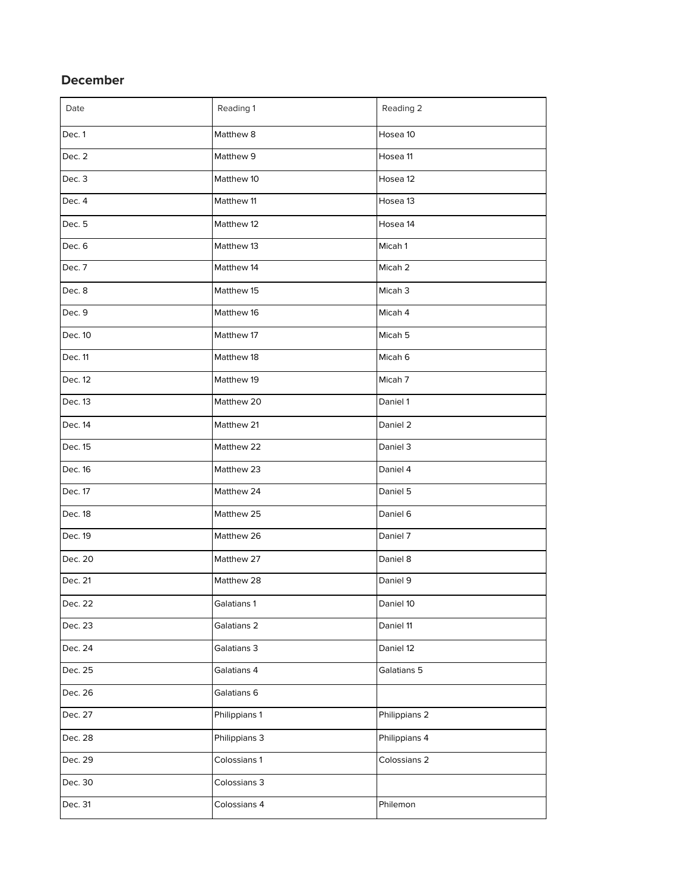## December

| Date | Reading 1 | Reading 2 |
| --- | --- | --- |
| Dec. 1 | Matthew 8 | Hosea 10 |
| Dec. 2 | Matthew 9 | Hosea 11 |
| Dec. 3 | Matthew 10 | Hosea 12 |
| Dec. 4 | Matthew 11 | Hosea 13 |
| Dec. 5 | Matthew 12 | Hosea 14 |
| Dec. 6 | Matthew 13 | Micah 1 |
| Dec. 7 | Matthew 14 | Micah 2 |
| Dec. 8 | Matthew 15 | Micah 3 |
| Dec. 9 | Matthew 16 | Micah 4 |
| Dec. 10 | Matthew 17 | Micah 5 |
| Dec. 11 | Matthew 18 | Micah 6 |
| Dec. 12 | Matthew 19 | Micah 7 |
| Dec. 13 | Matthew 20 | Daniel 1 |
| Dec. 14 | Matthew 21 | Daniel 2 |
| Dec. 15 | Matthew 22 | Daniel 3 |
| Dec. 16 | Matthew 23 | Daniel 4 |
| Dec. 17 | Matthew 24 | Daniel 5 |
| Dec. 18 | Matthew 25 | Daniel 6 |
| Dec. 19 | Matthew 26 | Daniel 7 |
| Dec. 20 | Matthew 27 | Daniel 8 |
| Dec. 21 | Matthew 28 | Daniel 9 |
| Dec. 22 | Galatians 1 | Daniel 10 |
| Dec. 23 | Galatians 2 | Daniel 11 |
| Dec. 24 | Galatians 3 | Daniel 12 |
| Dec. 25 | Galatians 4 | Galatians 5 |
| Dec. 26 | Galatians 6 | |
| Dec. 27 | Philippians 1 | Philippians 2 |
| Dec. 28 | Philippians 3 | Philippians 4 |
| Dec. 29 | Colossians 1 | Colossians 2 |
| Dec. 30 | Colossians 3 | |
| Dec. 31 | Colossians 4 | Philemon |